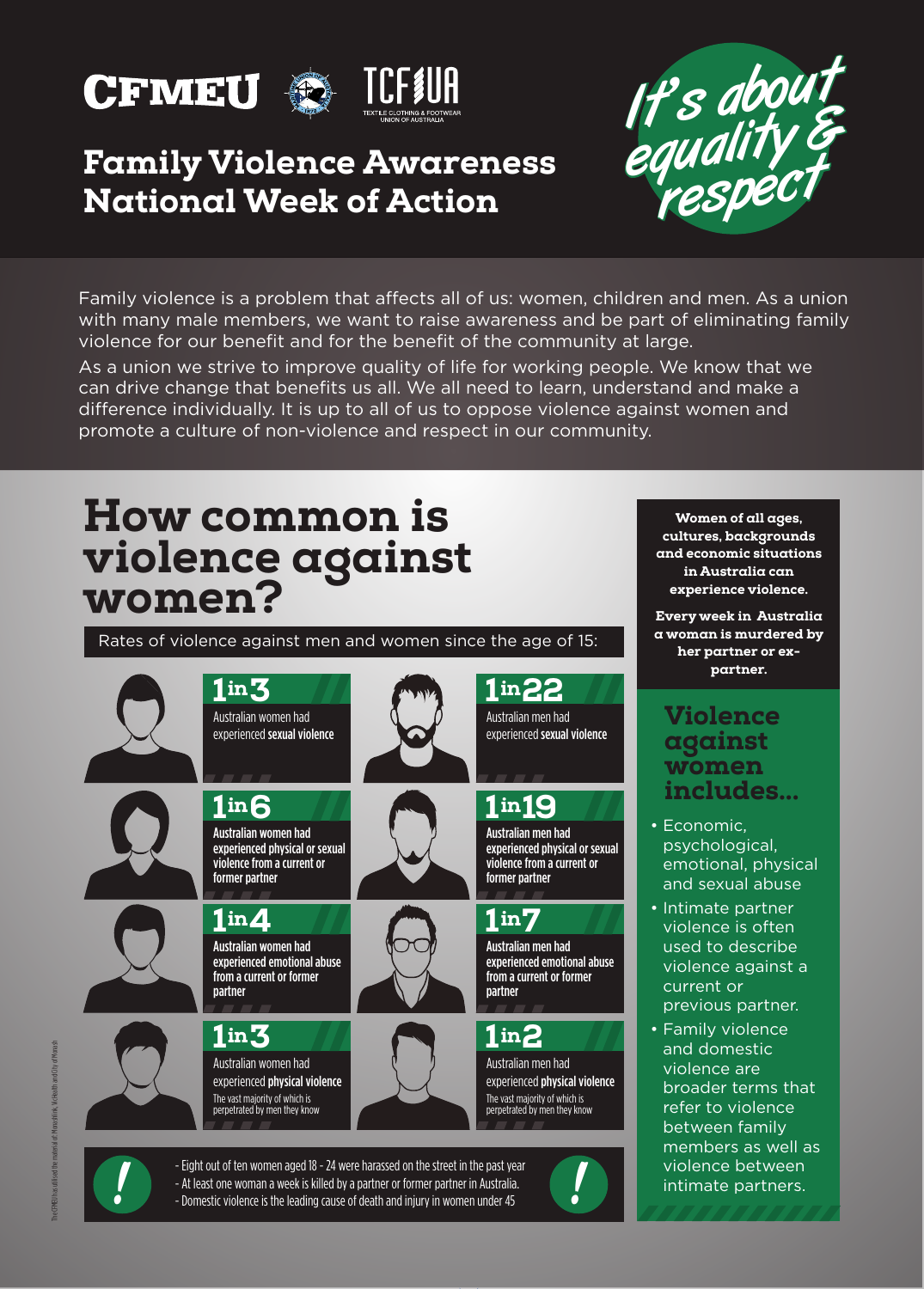CFMEU TCFUA

TEXTILE CLOTHING & FOOTWEAR UNION OF AUSTRALIA

# Family Violence Awareness National Week of Action

*It's about equality & respect*

Family violence is a problem that affects all of us: women, children and men. As a union with many male members, we want to raise awareness and be part of eliminating family violence for our benefit and for the benefit of the community at large.

As a union we strive to improve quality of life for working people. We know that we can drive change that benefits us all. We all need to learn, understand and make a difference individually. It is up to all of us to oppose violence against women and promote a culture of non-violence and respect in our community.

## How common is violence against women?

Rates of violence against men and women since the age of 15:

| Women | Men |
|---|---|
| **1 in 3** Australian women had experienced **sexual violence** | **1 in 22** Australian men had experienced **sexual violence** |
| **1 in 6** Australian women had experienced physical or sexual violence from a current or former partner | **1 in 19** Australian men had experienced physical or sexual violence from a current or former partner |
| **1 in 4** Australian women had experienced emotional abuse from a current or former partner | **1 in 7** Australian men had experienced emotional abuse from a current or former partner |
| **1 in 3** Australian women had experienced **physical violence** The vast majority of which is perpetrated by men they know | **1 in 2** Australian men had experienced **physical violence** The vast majority of which is perpetrated by men they know |

- Eight out of ten women aged 18 - 24 were harassed on the street in the past year
- At least one woman a week is killed by a partner or former partner in Australia.
- Domestic violence is the leading cause of death and injury in women under 45

**Women of all ages, cultures, backgrounds and economic situations in Australia can experience violence.**

**Every week in Australia a woman is murdered by her partner or ex-partner.**

### Violence against women includes...

- Economic, psychological, emotional, physical and sexual abuse
- Intimate partner violence is often used to describe violence against a current or previous partner.
- Family violence and domestic violence are broader terms that refer to violence between family members as well as violence between intimate partners.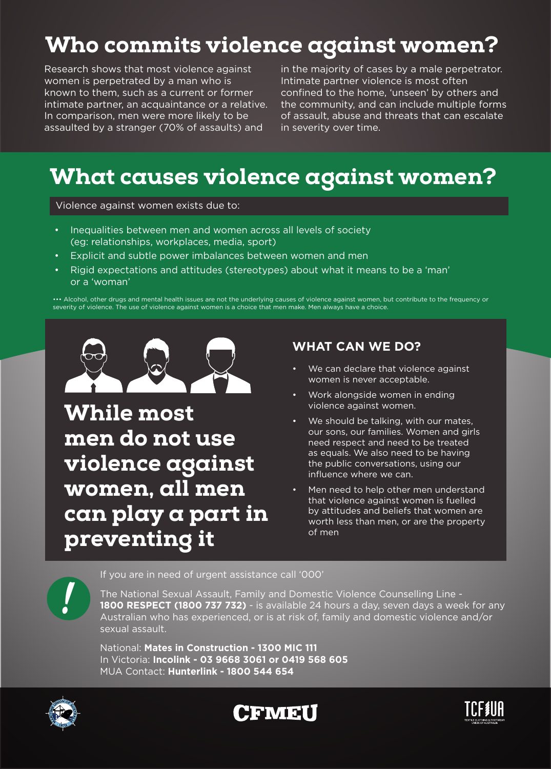# Who commits violence against women?

Research shows that most violence against women is perpetrated by a man who is known to them, such as a current or former intimate partner, an acquaintance or a relative. In comparison, men were more likely to be assaulted by a stranger (70% of assaults) and in the majority of cases by a male perpetrator. Intimate partner violence is most often confined to the home, 'unseen' by others and the community, and can include multiple forms of assault, abuse and threats that can escalate in severity over time.

# What causes violence against women?

Violence against women exists due to:

- Inequalities between men and women across all levels of society (eg: relationships, workplaces, media, sport)
- Explicit and subtle power imbalances between women and men
- Rigid expectations and attitudes (stereotypes) about what it means to be a 'man' or a 'woman'

••• Alcohol, other drugs and mental health issues are not the underlying causes of violence against women, but contribute to the frequency or severity of violence. The use of violence against women is a choice that men make. Men always have a choice.

## While most men do not use violence against women, all men can play a part in preventing it

### WHAT CAN WE DO?

- We can declare that violence against women is never acceptable.
- Work alongside women in ending violence against women.
- We should be talking, with our mates, our sons, our families. Women and girls need respect and need to be treated as equals. We also need to be having the public conversations, using our influence where we can.
- Men need to help other men understand that violence against women is fuelled by attitudes and beliefs that women are worth less than men, or are the property of men

If you are in need of urgent assistance call '000'

The National Sexual Assault, Family and Domestic Violence Counselling Line - **1800 RESPECT (1800 737 732)** - is available 24 hours a day, seven days a week for any Australian who has experienced, or is at risk of, family and domestic violence and/or sexual assault.

National: **Mates in Construction - 1300 MIC 111**
In Victoria: **Incolink - 03 9668 3061 or 0419 568 605**
MUA Contact: **Hunterlink - 1800 544 654**

CFMEU

TCFUA